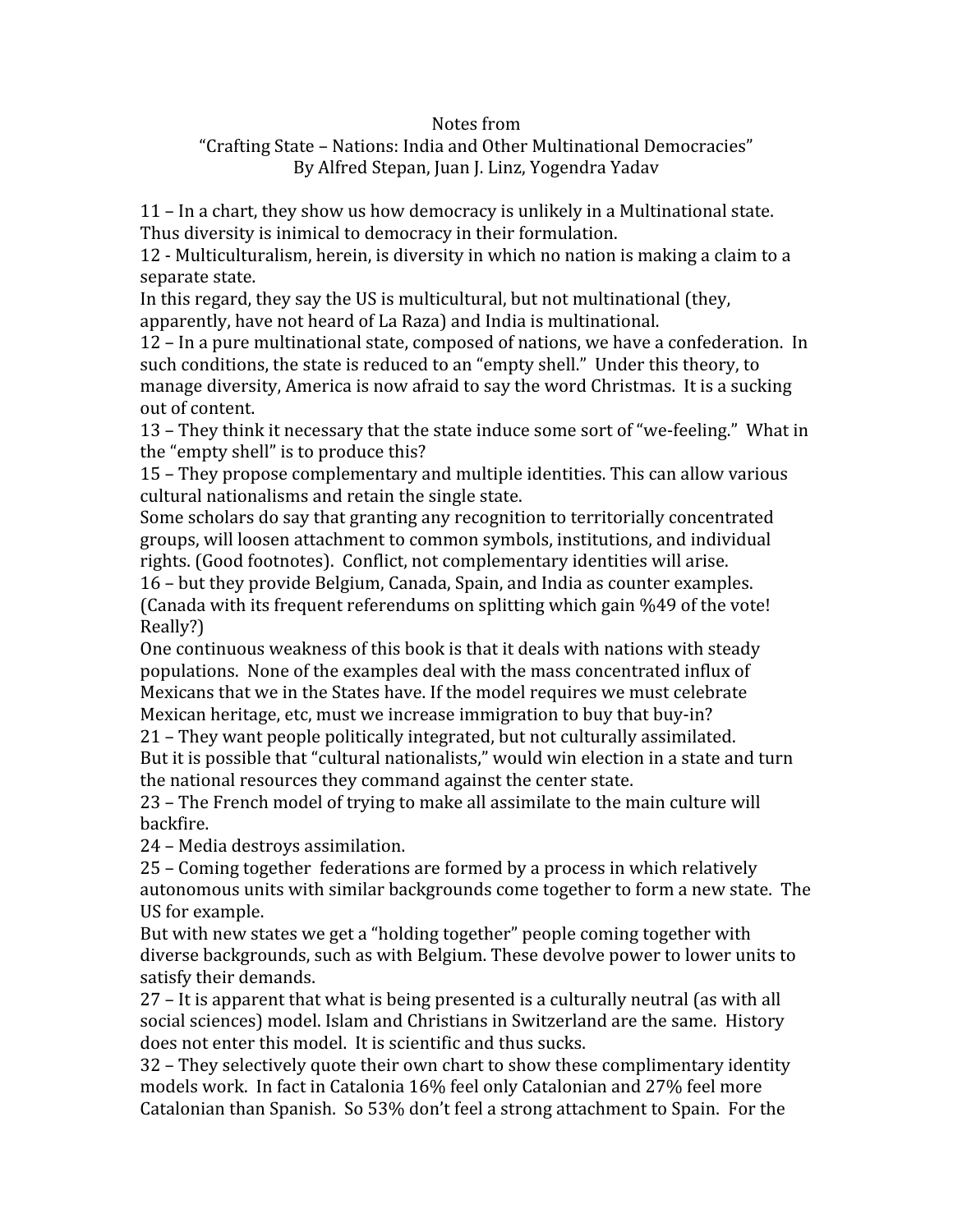Notes from
"Crafting State – Nations: India and Other Multinational Democracies"
By Alfred Stepan, Juan J. Linz, Yogendra Yadav

11 – In a chart, they show us how democracy is unlikely in a Multinational state. Thus diversity is inimical to democracy in their formulation.
12 - Multiculturalism, herein, is diversity in which no nation is making a claim to a separate state.
In this regard, they say the US is multicultural, but not multinational (they, apparently, have not heard of La Raza) and India is multinational.
12 – In a pure multinational state, composed of nations, we have a confederation. In such conditions, the state is reduced to an "empty shell." Under this theory, to manage diversity, America is now afraid to say the word Christmas. It is a sucking out of content.
13 – They think it necessary that the state induce some sort of "we-feeling." What in the "empty shell" is to produce this?
15 – They propose complementary and multiple identities. This can allow various cultural nationalisms and retain the single state.
Some scholars do say that granting any recognition to territorially concentrated groups, will loosen attachment to common symbols, institutions, and individual rights. (Good footnotes). Conflict, not complementary identities will arise.
16 – but they provide Belgium, Canada, Spain, and India as counter examples. (Canada with its frequent referendums on splitting which gain %49 of the vote! Really?)
One continuous weakness of this book is that it deals with nations with steady populations. None of the examples deal with the mass concentrated influx of Mexicans that we in the States have. If the model requires we must celebrate Mexican heritage, etc, must we increase immigration to buy that buy-in?
21 – They want people politically integrated, but not culturally assimilated. But it is possible that "cultural nationalists," would win election in a state and turn the national resources they command against the center state.
23 – The French model of trying to make all assimilate to the main culture will backfire.
24 – Media destroys assimilation.
25 – Coming together federations are formed by a process in which relatively autonomous units with similar backgrounds come together to form a new state. The US for example.
But with new states we get a "holding together" people coming together with diverse backgrounds, such as with Belgium. These devolve power to lower units to satisfy their demands.
27 – It is apparent that what is being presented is a culturally neutral (as with all social sciences) model. Islam and Christians in Switzerland are the same. History does not enter this model. It is scientific and thus sucks.
32 – They selectively quote their own chart to show these complimentary identity models work. In fact in Catalonia 16% feel only Catalonian and 27% feel more Catalonian than Spanish. So 53% don't feel a strong attachment to Spain. For the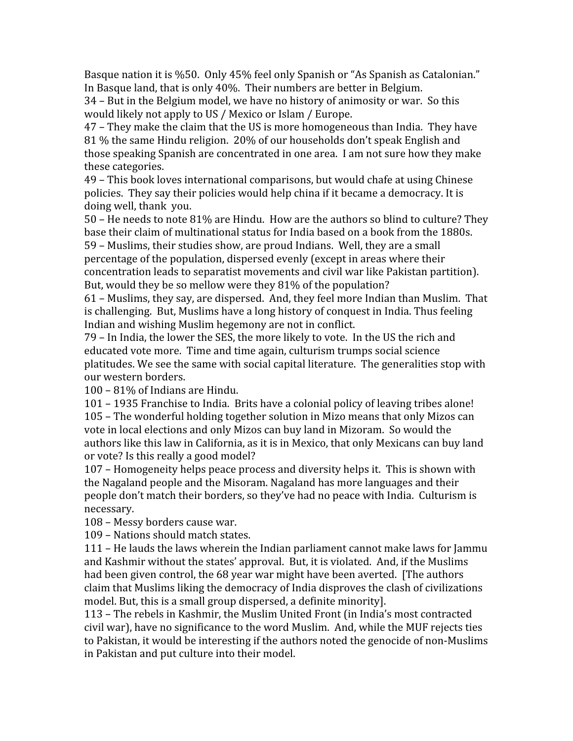Basque nation it is %50. Only 45% feel only Spanish or "As Spanish as Catalonian." In Basque land, that is only 40%. Their numbers are better in Belgium.

34 – But in the Belgium model, we have no history of animosity or war. So this would likely not apply to US / Mexico or Islam / Europe.

47 – They make the claim that the US is more homogeneous than India. They have 81 % the same Hindu religion. 20% of our households don't speak English and those speaking Spanish are concentrated in one area. I am not sure how they make these categories.

49 – This book loves international comparisons, but would chafe at using Chinese policies. They say their policies would help china if it became a democracy. It is doing well, thank you.

50 – He needs to note 81% are Hindu. How are the authors so blind to culture? They base their claim of multinational status for India based on a book from the 1880s.

59 – Muslims, their studies show, are proud Indians. Well, they are a small percentage of the population, dispersed evenly (except in areas where their concentration leads to separatist movements and civil war like Pakistan partition). But, would they be so mellow were they 81% of the population?

61 – Muslims, they say, are dispersed. And, they feel more Indian than Muslim. That is challenging. But, Muslims have a long history of conquest in India. Thus feeling Indian and wishing Muslim hegemony are not in conflict.

79 – In India, the lower the SES, the more likely to vote. In the US the rich and educated vote more. Time and time again, culturism trumps social science platitudes. We see the same with social capital literature. The generalities stop with our western borders.

100 – 81% of Indians are Hindu.

101 – 1935 Franchise to India. Brits have a colonial policy of leaving tribes alone!

105 – The wonderful holding together solution in Mizo means that only Mizos can vote in local elections and only Mizos can buy land in Mizoram. So would the authors like this law in California, as it is in Mexico, that only Mexicans can buy land or vote? Is this really a good model?

107 – Homogeneity helps peace process and diversity helps it. This is shown with the Nagaland people and the Misoram. Nagaland has more languages and their people don't match their borders, so they've had no peace with India. Culturism is necessary.

108 – Messy borders cause war.

109 – Nations should match states.

111 – He lauds the laws wherein the Indian parliament cannot make laws for Jammu and Kashmir without the states' approval. But, it is violated. And, if the Muslims had been given control, the 68 year war might have been averted. [The authors claim that Muslims liking the democracy of India disproves the clash of civilizations model. But, this is a small group dispersed, a definite minority].

113 – The rebels in Kashmir, the Muslim United Front (in India's most contracted civil war), have no significance to the word Muslim. And, while the MUF rejects ties to Pakistan, it would be interesting if the authors noted the genocide of non-Muslims in Pakistan and put culture into their model.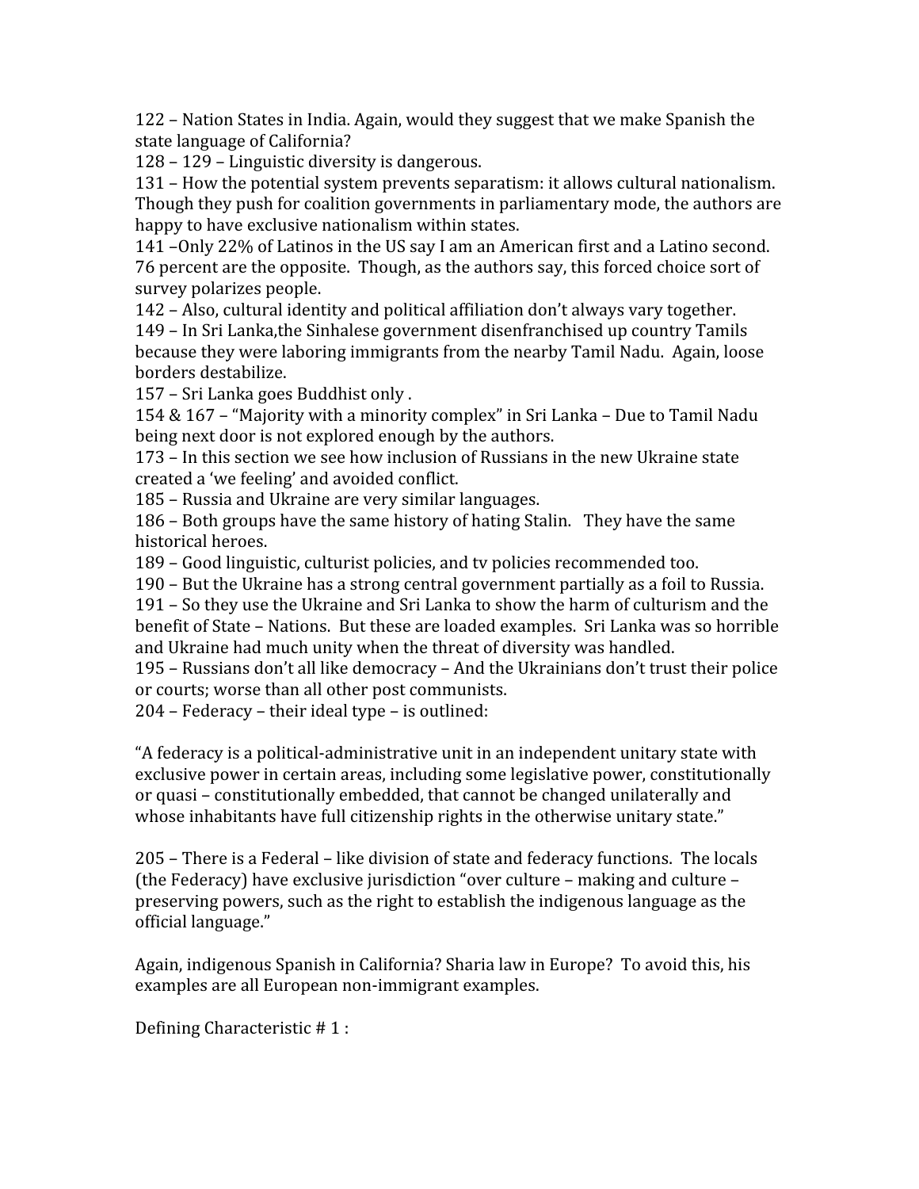122 – Nation States in India. Again, would they suggest that we make Spanish the state language of California?

128 – 129 – Linguistic diversity is dangerous.

131 – How the potential system prevents separatism: it allows cultural nationalism. Though they push for coalition governments in parliamentary mode, the authors are happy to have exclusive nationalism within states.

141 –Only 22% of Latinos in the US say I am an American first and a Latino second. 76 percent are the opposite. Though, as the authors say, this forced choice sort of survey polarizes people.

142 – Also, cultural identity and political affiliation don't always vary together.

149 – In Sri Lanka,the Sinhalese government disenfranchised up country Tamils because they were laboring immigrants from the nearby Tamil Nadu. Again, loose borders destabilize.

157 – Sri Lanka goes Buddhist only .

154 & 167 – "Majority with a minority complex" in Sri Lanka – Due to Tamil Nadu being next door is not explored enough by the authors.

173 – In this section we see how inclusion of Russians in the new Ukraine state created a 'we feeling' and avoided conflict.

185 – Russia and Ukraine are very similar languages.

186 – Both groups have the same history of hating Stalin. They have the same historical heroes.

189 – Good linguistic, culturist policies, and tv policies recommended too.

190 – But the Ukraine has a strong central government partially as a foil to Russia.

191 – So they use the Ukraine and Sri Lanka to show the harm of culturism and the benefit of State – Nations. But these are loaded examples. Sri Lanka was so horrible and Ukraine had much unity when the threat of diversity was handled.

195 – Russians don't all like democracy – And the Ukrainians don't trust their police or courts; worse than all other post communists.

204 – Federacy – their ideal type – is outlined:

"A federacy is a political-administrative unit in an independent unitary state with exclusive power in certain areas, including some legislative power, constitutionally or quasi – constitutionally embedded, that cannot be changed unilaterally and whose inhabitants have full citizenship rights in the otherwise unitary state."

205 – There is a Federal – like division of state and federacy functions. The locals (the Federacy) have exclusive jurisdiction "over culture – making and culture – preserving powers, such as the right to establish the indigenous language as the official language."

Again, indigenous Spanish in California? Sharia law in Europe? To avoid this, his examples are all European non-immigrant examples.

Defining Characteristic # 1 :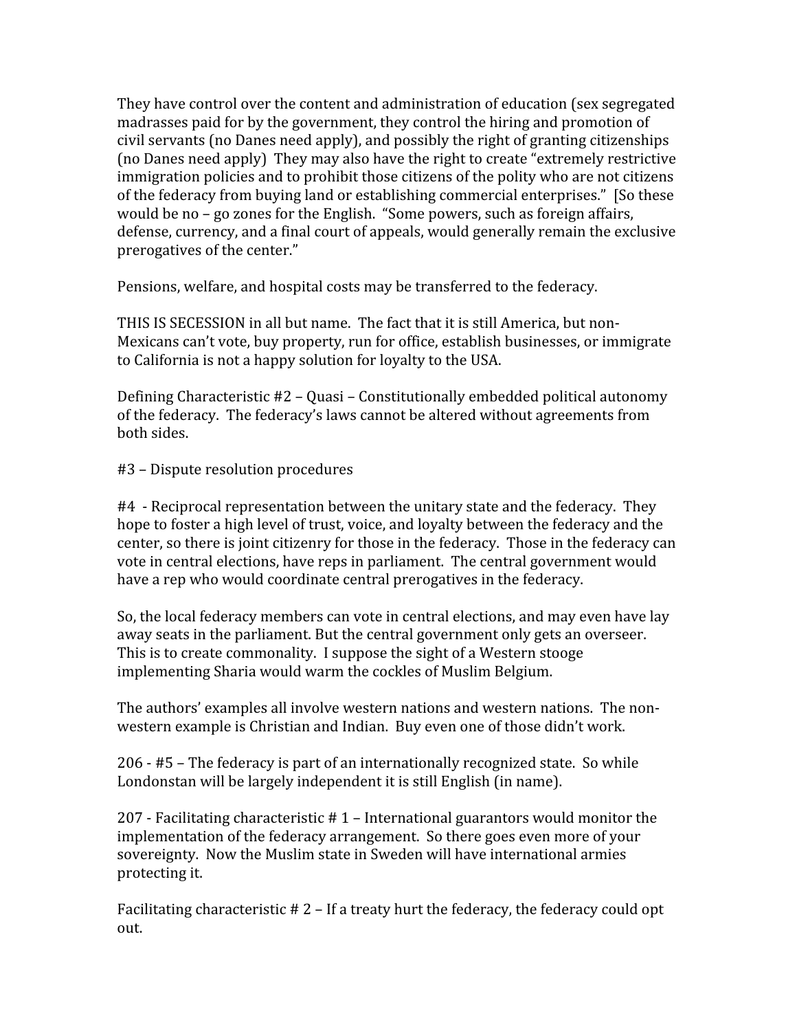They have control over the content and administration of education (sex segregated madrasses paid for by the government, they control the hiring and promotion of civil servants (no Danes need apply), and possibly the right of granting citizenships (no Danes need apply) They may also have the right to create "extremely restrictive immigration policies and to prohibit those citizens of the polity who are not citizens of the federacy from buying land or establishing commercial enterprises." [So these would be no – go zones for the English. "Some powers, such as foreign affairs, defense, currency, and a final court of appeals, would generally remain the exclusive prerogatives of the center."

Pensions, welfare, and hospital costs may be transferred to the federacy.

THIS IS SECESSION in all but name. The fact that it is still America, but non-Mexicans can't vote, buy property, run for office, establish businesses, or immigrate to California is not a happy solution for loyalty to the USA.

Defining Characteristic #2 – Quasi – Constitutionally embedded political autonomy of the federacy. The federacy's laws cannot be altered without agreements from both sides.

#3 – Dispute resolution procedures

#4 - Reciprocal representation between the unitary state and the federacy. They hope to foster a high level of trust, voice, and loyalty between the federacy and the center, so there is joint citizenry for those in the federacy. Those in the federacy can vote in central elections, have reps in parliament. The central government would have a rep who would coordinate central prerogatives in the federacy.

So, the local federacy members can vote in central elections, and may even have lay away seats in the parliament. But the central government only gets an overseer. This is to create commonality. I suppose the sight of a Western stooge implementing Sharia would warm the cockles of Muslim Belgium.

The authors' examples all involve western nations and western nations. The non-western example is Christian and Indian. Buy even one of those didn't work.

206 - #5 – The federacy is part of an internationally recognized state. So while Londonstan will be largely independent it is still English (in name).

207 - Facilitating characteristic # 1 – International guarantors would monitor the implementation of the federacy arrangement. So there goes even more of your sovereignty. Now the Muslim state in Sweden will have international armies protecting it.

Facilitating characteristic # 2 – If a treaty hurt the federacy, the federacy could opt out.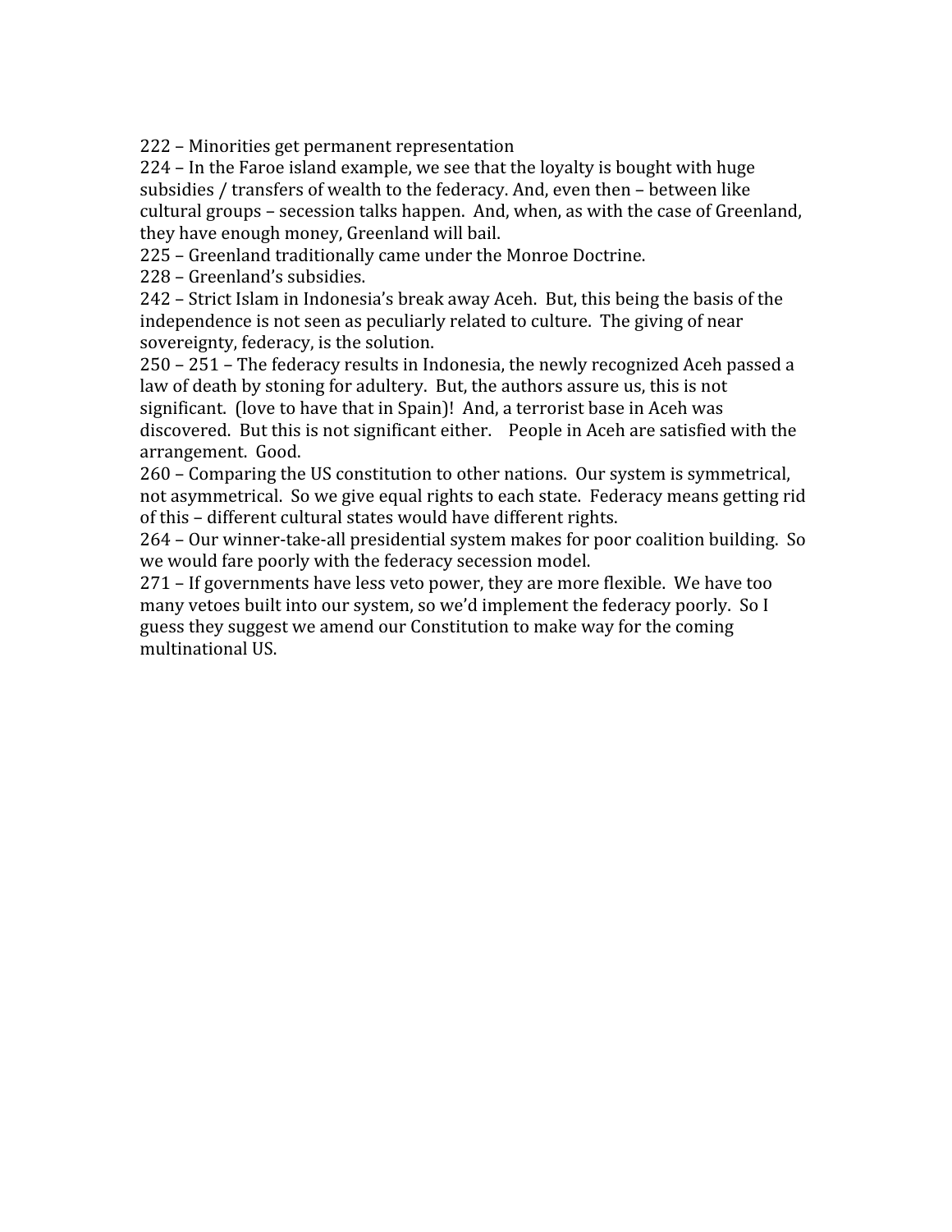222 – Minorities get permanent representation
224 – In the Faroe island example, we see that the loyalty is bought with huge subsidies / transfers of wealth to the federacy. And, even then – between like cultural groups – secession talks happen. And, when, as with the case of Greenland, they have enough money, Greenland will bail.
225 – Greenland traditionally came under the Monroe Doctrine.
228 – Greenland's subsidies.
242 – Strict Islam in Indonesia's break away Aceh. But, this being the basis of the independence is not seen as peculiarly related to culture. The giving of near sovereignty, federacy, is the solution.
250 – 251 – The federacy results in Indonesia, the newly recognized Aceh passed a law of death by stoning for adultery. But, the authors assure us, this is not significant. (love to have that in Spain)! And, a terrorist base in Aceh was discovered. But this is not significant either. People in Aceh are satisfied with the arrangement. Good.
260 – Comparing the US constitution to other nations. Our system is symmetrical, not asymmetrical. So we give equal rights to each state. Federacy means getting rid of this – different cultural states would have different rights.
264 – Our winner-take-all presidential system makes for poor coalition building. So we would fare poorly with the federacy secession model.
271 – If governments have less veto power, they are more flexible. We have too many vetoes built into our system, so we'd implement the federacy poorly. So I guess they suggest we amend our Constitution to make way for the coming multinational US.